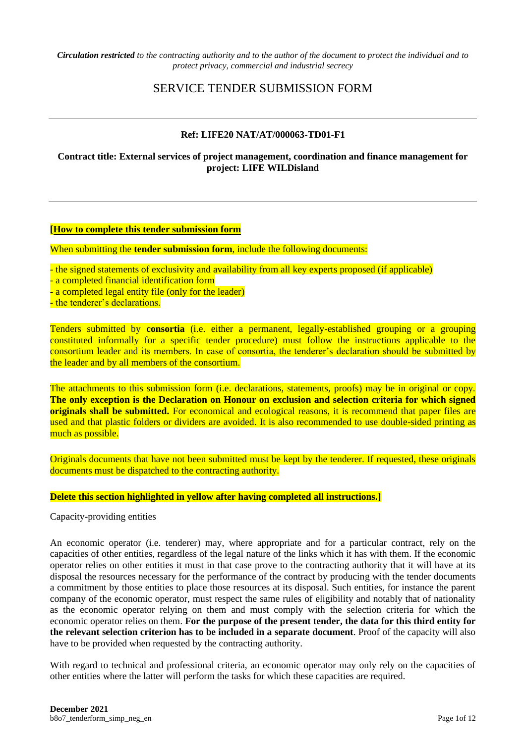***Circulation restricted*** *to the contracting authority and to the author of the document to protect the individual and to protect privacy, commercial and industrial secrecy*

# SERVICE TENDER SUBMISSION FORM

---

**Ref: LIFE20 NAT/AT/000063-TD01-F1**

**Contract title: External services of project management, coordination and finance management for project: LIFE WILDisland**

---

**[How to complete this tender submission form**

When submitting the **tender submission form**, include the following documents:

- the signed statements of exclusivity and availability from all key experts proposed (if applicable)
- a completed financial identification form
- a completed legal entity file (only for the leader)
- the tenderer's declarations.

Tenders submitted by **consortia** (i.e. either a permanent, legally-established grouping or a grouping constituted informally for a specific tender procedure) must follow the instructions applicable to the consortium leader and its members. In case of consortia, the tenderer's declaration should be submitted by the leader and by all members of the consortium.

The attachments to this submission form (i.e. declarations, statements, proofs) may be in original or copy. **The only exception is the Declaration on Honour on exclusion and selection criteria for which signed originals shall be submitted.** For economical and ecological reasons, it is recommend that paper files are used and that plastic folders or dividers are avoided. It is also recommended to use double-sided printing as much as possible.

Originals documents that have not been submitted must be kept by the tenderer. If requested, these originals documents must be dispatched to the contracting authority.

**Delete this section highlighted in yellow after having completed all instructions.]**

Capacity-providing entities

An economic operator (i.e. tenderer) may, where appropriate and for a particular contract, rely on the capacities of other entities, regardless of the legal nature of the links which it has with them. If the economic operator relies on other entities it must in that case prove to the contracting authority that it will have at its disposal the resources necessary for the performance of the contract by producing with the tender documents a commitment by those entities to place those resources at its disposal. Such entities, for instance the parent company of the economic operator, must respect the same rules of eligibility and notably that of nationality as the economic operator relying on them and must comply with the selection criteria for which the economic operator relies on them. **For the purpose of the present tender, the data for this third entity for the relevant selection criterion has to be included in a separate document**. Proof of the capacity will also have to be provided when requested by the contracting authority.

With regard to technical and professional criteria, an economic operator may only rely on the capacities of other entities where the latter will perform the tasks for which these capacities are required.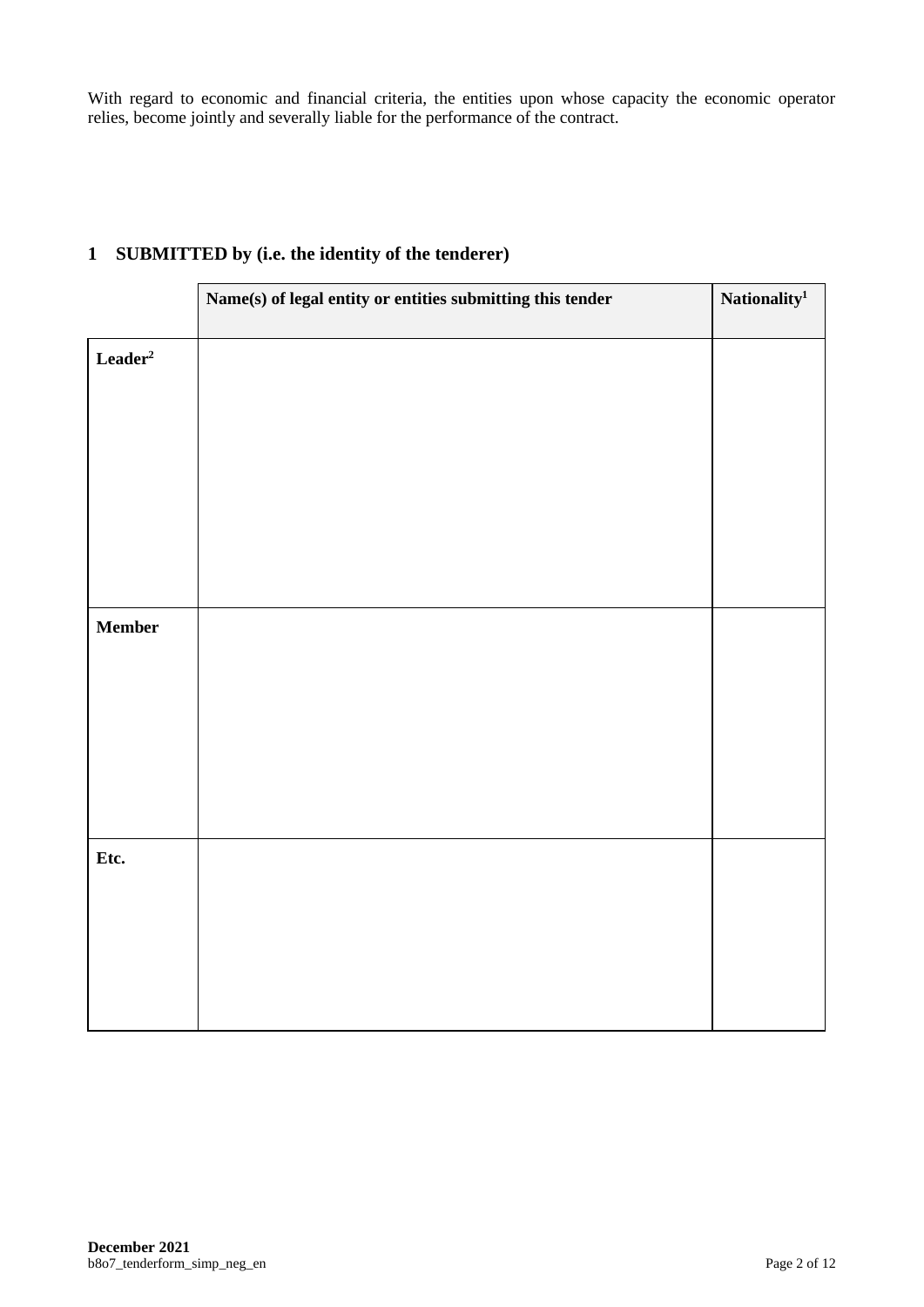With regard to economic and financial criteria, the entities upon whose capacity the economic operator relies, become jointly and severally liable for the performance of the contract.

## 1 SUBMITTED by (i.e. the identity of the tenderer)

| | Name(s) of legal entity or entities submitting this tender | Nationality[1] |
|---|---|---|
| **Leader**[2] | | |
| **Member** | | |
| **Etc.** | | |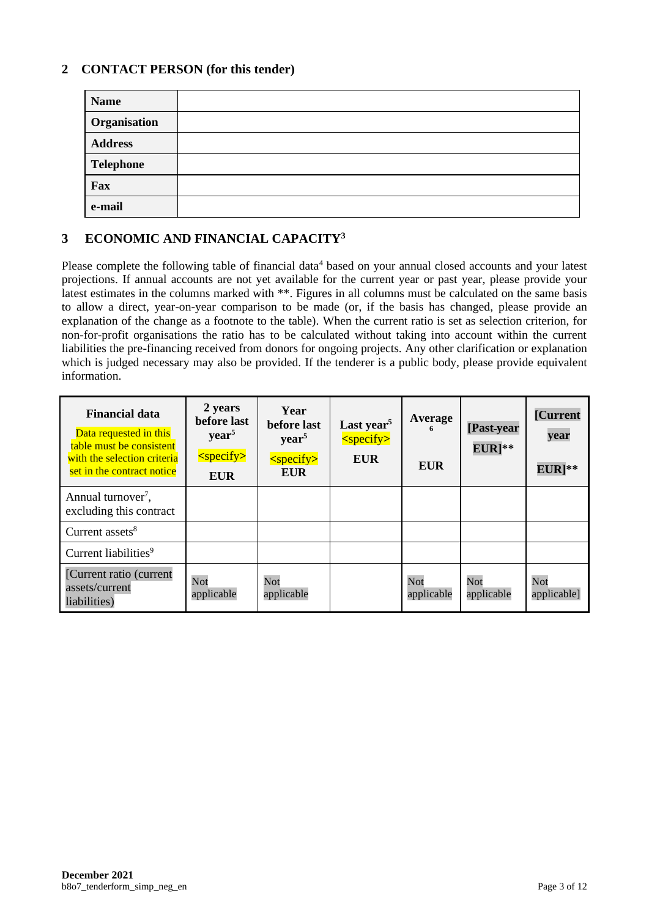## 2 CONTACT PERSON (for this tender)

| | |
|---|---|
| **Name** | |
| **Organisation** | |
| **Address** | |
| **Telephone** | |
| **Fax** | |
| **e-mail** | |

## 3 ECONOMIC AND FINANCIAL CAPACITY[3]

Please complete the following table of financial data[4] based on your annual closed accounts and your latest projections. If annual accounts are not yet available for the current year or past year, please provide your latest estimates in the columns marked with **. Figures in all columns must be calculated on the same basis to allow a direct, year-on-year comparison to be made (or, if the basis has changed, please provide an explanation of the change as a footnote to the table). When the current ratio is set as selection criterion, for non-for-profit organisations the ratio has to be calculated without taking into account within the current liabilities the pre-financing received from donors for ongoing projects. Any other clarification or explanation which is judged necessary may also be provided. If the tenderer is a public body, please provide equivalent information.

| **Financial data** Data requested in this table must be consistent with the selection criteria set in the contract notice | **2 years before last year**[5] <specify> **EUR** | **Year before last year**[5] <specify> **EUR** | **Last year**[5] <specify> **EUR** | **Average**[6] **EUR** | **[Past-year EUR]**** | **[Current year EUR]**** |
|---|---|---|---|---|---|---|
| Annual turnover[7], excluding this contract | | | | | | |
| Current assets[8] | | | | | | |
| Current liabilities[9] | | | | | | |
| [Current ratio (current assets/current liabilities) | Not applicable | Not applicable | | Not applicable | Not applicable | Not applicable] |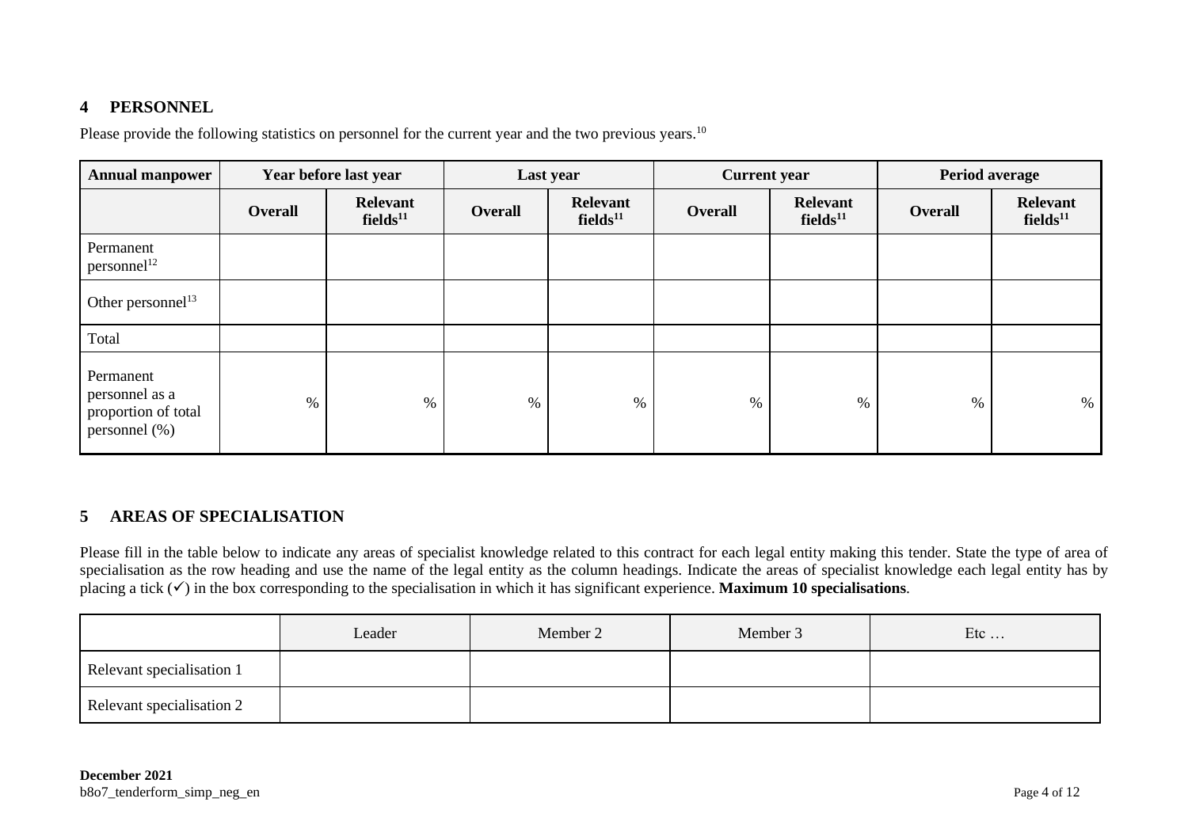## 4 PERSONNEL

Please provide the following statistics on personnel for the current year and the two previous years.[10]

| Annual manpower | Year before last year | | Last year | | Current year | | Period average | |
|---|---|---|---|---|---|---|---|---|
| | **Overall** | **Relevant fields[11]** | **Overall** | **Relevant fields[11]** | **Overall** | **Relevant fields[11]** | **Overall** | **Relevant fields[11]** |
| Permanent personnel[12] | | | | | | | | |
| Other personnel[13] | | | | | | | | |
| Total | | | | | | | | |
| Permanent personnel as a proportion of total personnel (%) | % | % | % | % | % | % | % | % |

## 5 AREAS OF SPECIALISATION

Please fill in the table below to indicate any areas of specialist knowledge related to this contract for each legal entity making this tender. State the type of area of specialisation as the row heading and use the name of the legal entity as the column headings. Indicate the areas of specialist knowledge each legal entity has by placing a tick (✓) in the box corresponding to the specialisation in which it has significant experience. **Maximum 10 specialisations**.

| | Leader | Member 2 | Member 3 | Etc … |
|---|---|---|---|---|
| Relevant specialisation 1 | | | | |
| Relevant specialisation 2 | | | | |

**December 2021**
b8o7_tenderform_simp_neg_en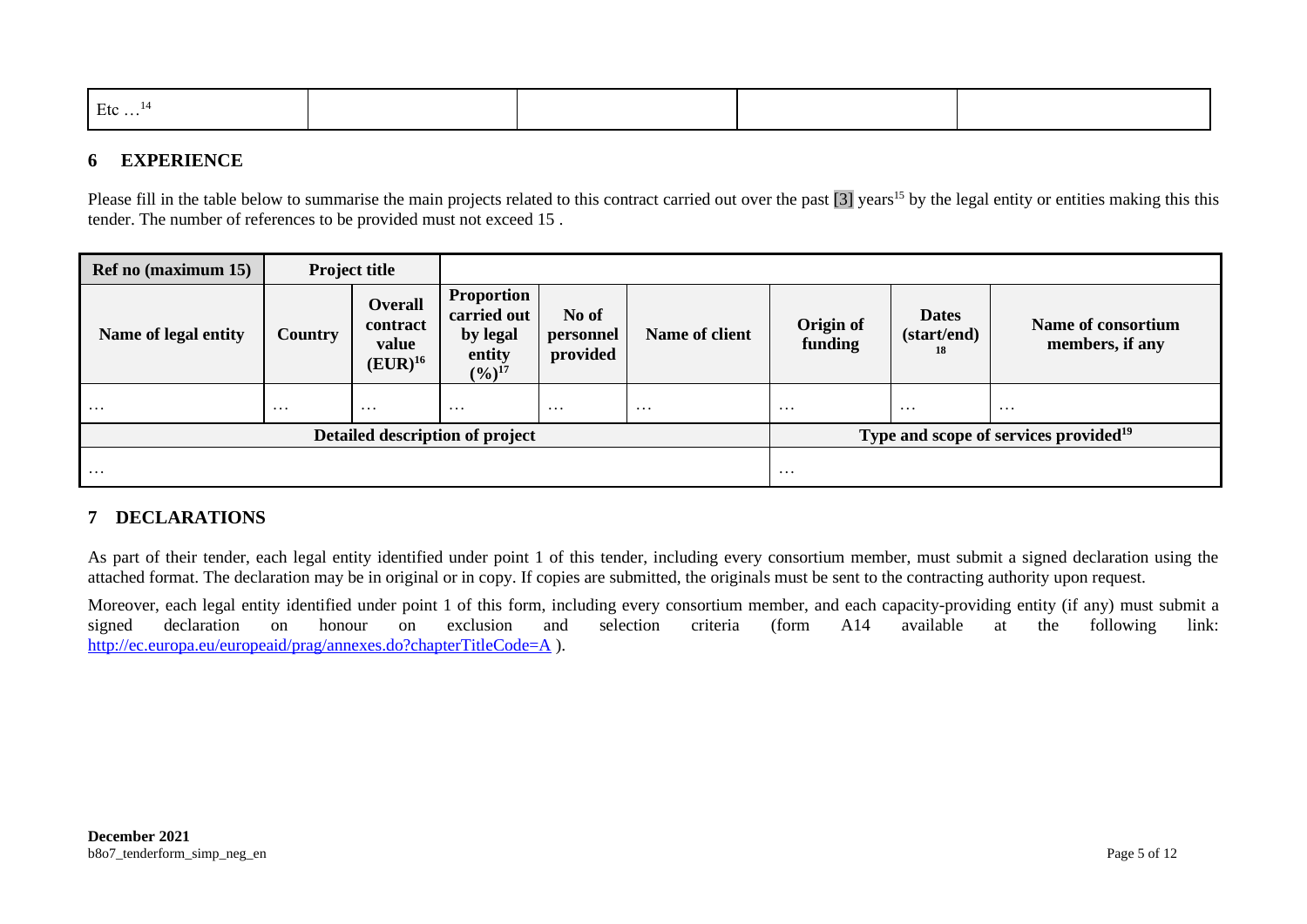| Etc …[14] | | | | |
|---|---|---|---|---|

## 6 EXPERIENCE

Please fill in the table below to summarise the main projects related to this contract carried out over the past [3] years[15] by the legal entity or entities making this this tender. The number of references to be provided must not exceed 15 .

| Ref no (maximum 15) | Project title | | | | | | | |
|---|---|---|---|---|---|---|---|---|
| **Name of legal entity** | **Country** | **Overall contract value (EUR)[16]** | **Proportion carried out by legal entity (%)[17]** | **No of personnel provided** | **Name of client** | **Origin of funding** | **Dates (start/end)[18]** | **Name of consortium members, if any** |
| … | … | … | … | … | … | … | … | … |
| **Detailed description of project** | | | | | | **Type and scope of services provided[19]** | | |
| … | | | | | | … | | |

## 7 DECLARATIONS

As part of their tender, each legal entity identified under point 1 of this tender, including every consortium member, must submit a signed declaration using the attached format. The declaration may be in original or in copy. If copies are submitted, the originals must be sent to the contracting authority upon request.

Moreover, each legal entity identified under point 1 of this form, including every consortium member, and each capacity-providing entity (if any) must submit a signed declaration on honour on exclusion and selection criteria (form A14 available at the following link: http://ec.europa.eu/europeaid/prag/annexes.do?chapterTitleCode=A ).

**December 2021**
b8o7_tenderform_simp_neg_en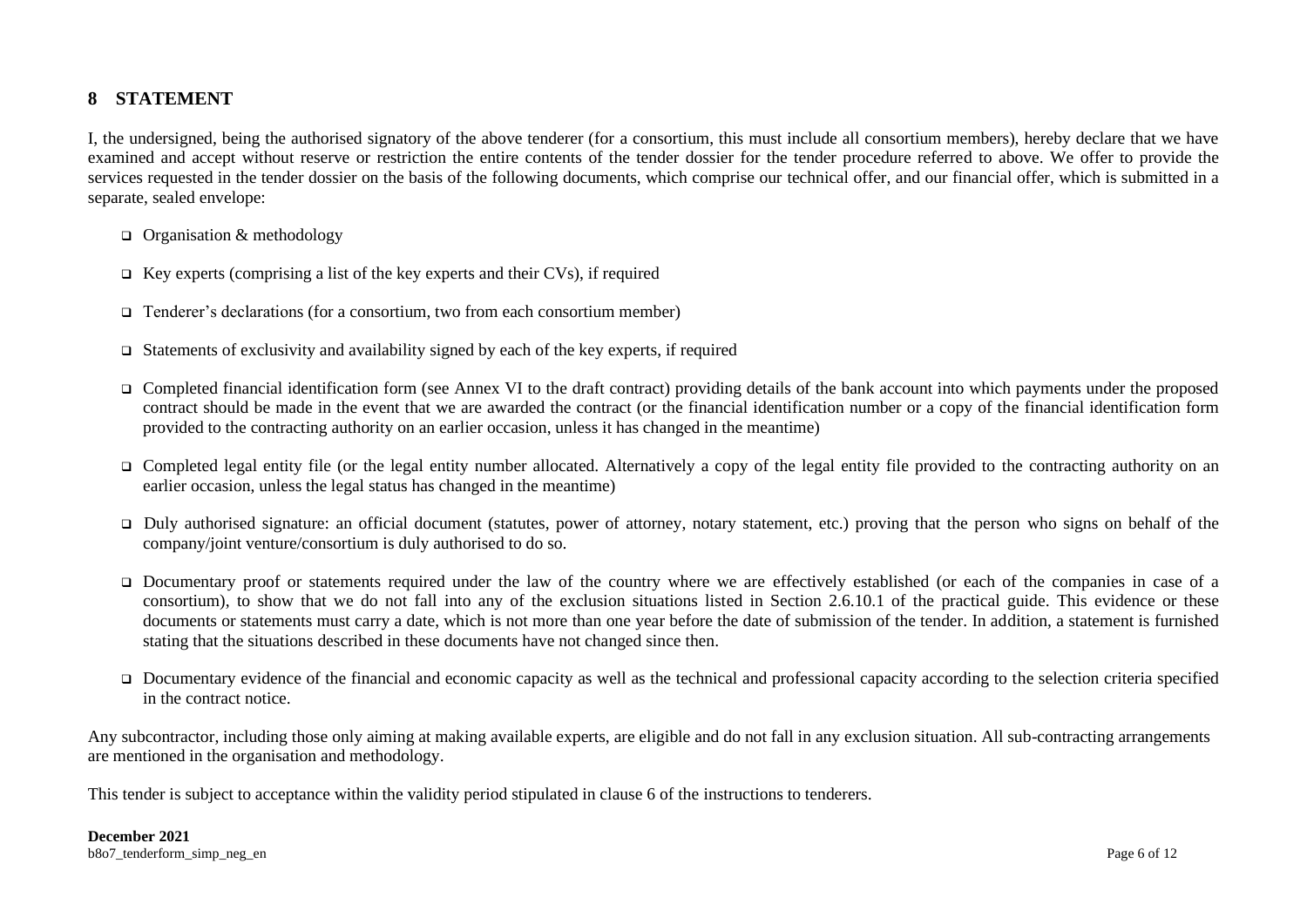## 8 STATEMENT

I, the undersigned, being the authorised signatory of the above tenderer (for a consortium, this must include all consortium members), hereby declare that we have examined and accept without reserve or restriction the entire contents of the tender dossier for the tender procedure referred to above. We offer to provide the services requested in the tender dossier on the basis of the following documents, which comprise our technical offer, and our financial offer, which is submitted in a separate, sealed envelope:

- ❑ Organisation & methodology
- ❑ Key experts (comprising a list of the key experts and their CVs), if required
- ❑ Tenderer's declarations (for a consortium, two from each consortium member)
- ❑ Statements of exclusivity and availability signed by each of the key experts, if required
- ❑ Completed financial identification form (see Annex VI to the draft contract) providing details of the bank account into which payments under the proposed contract should be made in the event that we are awarded the contract (or the financial identification number or a copy of the financial identification form provided to the contracting authority on an earlier occasion, unless it has changed in the meantime)
- ❑ Completed legal entity file (or the legal entity number allocated. Alternatively a copy of the legal entity file provided to the contracting authority on an earlier occasion, unless the legal status has changed in the meantime)
- ❑ Duly authorised signature: an official document (statutes, power of attorney, notary statement, etc.) proving that the person who signs on behalf of the company/joint venture/consortium is duly authorised to do so.
- ❑ Documentary proof or statements required under the law of the country where we are effectively established (or each of the companies in case of a consortium), to show that we do not fall into any of the exclusion situations listed in Section 2.6.10.1 of the practical guide. This evidence or these documents or statements must carry a date, which is not more than one year before the date of submission of the tender. In addition, a statement is furnished stating that the situations described in these documents have not changed since then.
- ❑ Documentary evidence of the financial and economic capacity as well as the technical and professional capacity according to the selection criteria specified in the contract notice.

Any subcontractor, including those only aiming at making available experts, are eligible and do not fall in any exclusion situation. All sub-contracting arrangements are mentioned in the organisation and methodology.

This tender is subject to acceptance within the validity period stipulated in clause 6 of the instructions to tenderers.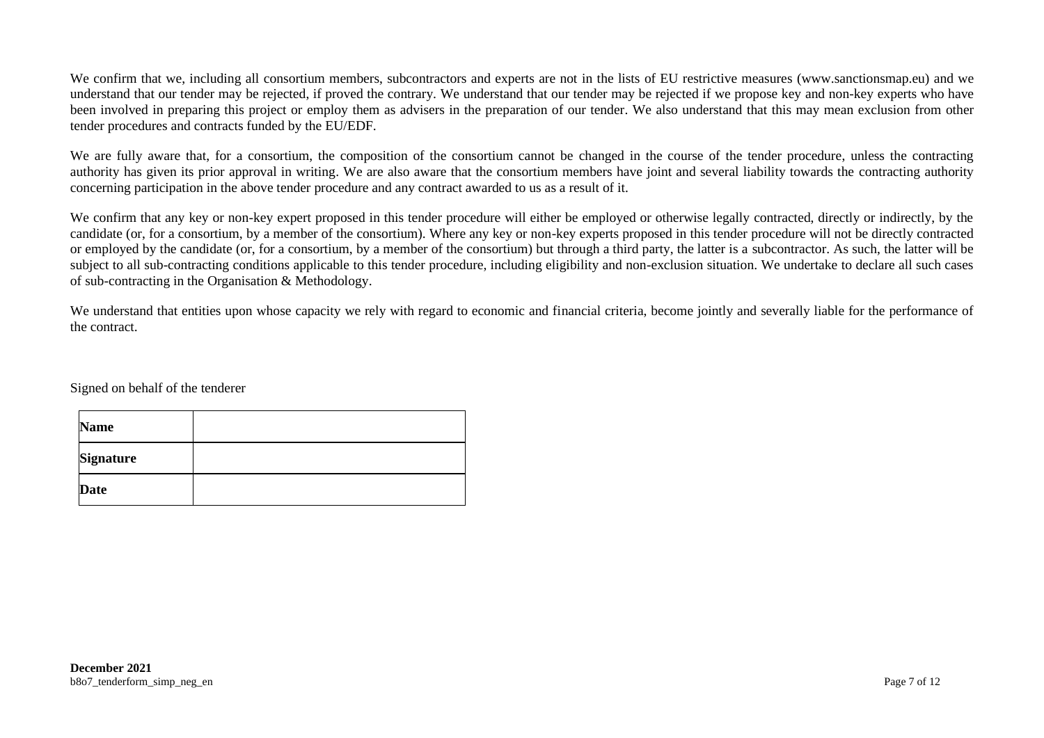We confirm that we, including all consortium members, subcontractors and experts are not in the lists of EU restrictive measures (www.sanctionsmap.eu) and we understand that our tender may be rejected, if proved the contrary. We understand that our tender may be rejected if we propose key and non-key experts who have been involved in preparing this project or employ them as advisers in the preparation of our tender. We also understand that this may mean exclusion from other tender procedures and contracts funded by the EU/EDF.

We are fully aware that, for a consortium, the composition of the consortium cannot be changed in the course of the tender procedure, unless the contracting authority has given its prior approval in writing. We are also aware that the consortium members have joint and several liability towards the contracting authority concerning participation in the above tender procedure and any contract awarded to us as a result of it.

We confirm that any key or non-key expert proposed in this tender procedure will either be employed or otherwise legally contracted, directly or indirectly, by the candidate (or, for a consortium, by a member of the consortium). Where any key or non-key experts proposed in this tender procedure will not be directly contracted or employed by the candidate (or, for a consortium, by a member of the consortium) but through a third party, the latter is a subcontractor. As such, the latter will be subject to all sub-contracting conditions applicable to this tender procedure, including eligibility and non-exclusion situation. We undertake to declare all such cases of sub-contracting in the Organisation & Methodology.

We understand that entities upon whose capacity we rely with regard to economic and financial criteria, become jointly and severally liable for the performance of the contract.

Signed on behalf of the tenderer

| **Name** | |
|---|---|
| **Signature** | |
| **Date** | |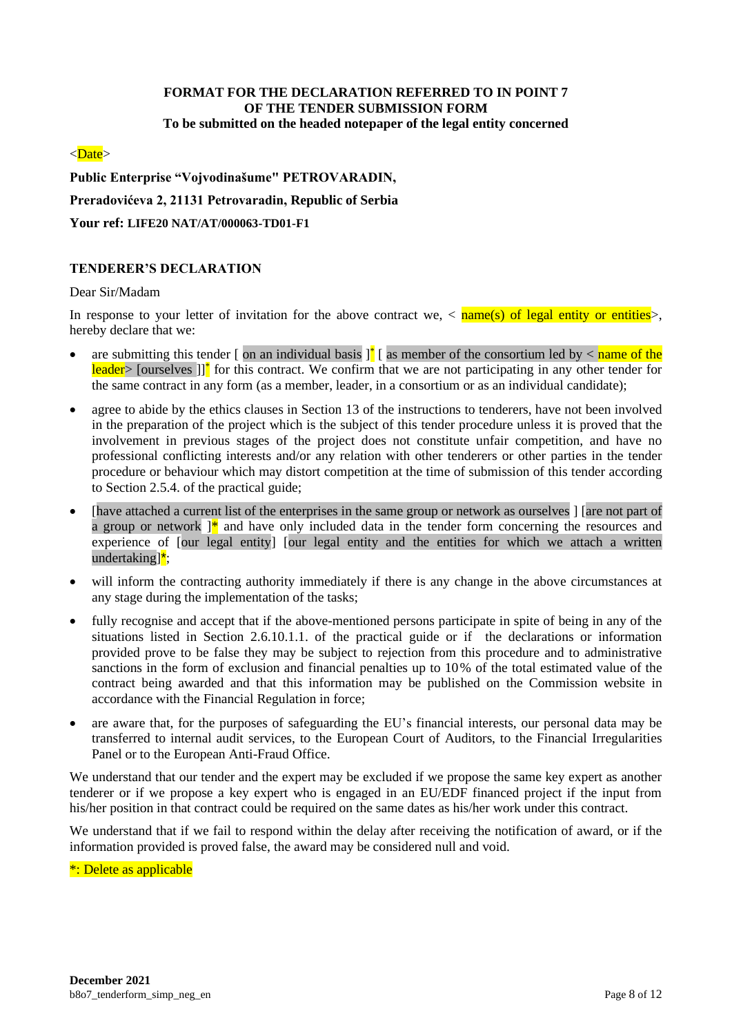**FORMAT FOR THE DECLARATION REFERRED TO IN POINT 7 OF THE TENDER SUBMISSION FORM**
**To be submitted on the headed notepaper of the legal entity concerned**

<Date>

**Public Enterprise "Vojvodinašume" PETROVARADIN,**

**Preradovićeva 2, 21131 Petrovaradin, Republic of Serbia**

**Your ref: LIFE20 NAT/AT/000063-TD01-F1**

**TENDERER'S DECLARATION**

Dear Sir/Madam

In response to your letter of invitation for the above contract we, < name(s) of legal entity or entities>, hereby declare that we:

- are submitting this tender [ on an individual basis ]* [ as member of the consortium led by < name of the leader> [ourselves ]]* for this contract. We confirm that we are not participating in any other tender for the same contract in any form (as a member, leader, in a consortium or as an individual candidate);
- agree to abide by the ethics clauses in Section 13 of the instructions to tenderers, have not been involved in the preparation of the project which is the subject of this tender procedure unless it is proved that the involvement in previous stages of the project does not constitute unfair competition, and have no professional conflicting interests and/or any relation with other tenderers or other parties in the tender procedure or behaviour which may distort competition at the time of submission of this tender according to Section 2.5.4. of the practical guide;
- [have attached a current list of the enterprises in the same group or network as ourselves ] [are not part of a group or network ]* and have only included data in the tender form concerning the resources and experience of [our legal entity] [our legal entity and the entities for which we attach a written undertaking]*;
- will inform the contracting authority immediately if there is any change in the above circumstances at any stage during the implementation of the tasks;
- fully recognise and accept that if the above-mentioned persons participate in spite of being in any of the situations listed in Section 2.6.10.1.1. of the practical guide or if the declarations or information provided prove to be false they may be subject to rejection from this procedure and to administrative sanctions in the form of exclusion and financial penalties up to 10% of the total estimated value of the contract being awarded and that this information may be published on the Commission website in accordance with the Financial Regulation in force;
- are aware that, for the purposes of safeguarding the EU's financial interests, our personal data may be transferred to internal audit services, to the European Court of Auditors, to the Financial Irregularities Panel or to the European Anti-Fraud Office.

We understand that our tender and the expert may be excluded if we propose the same key expert as another tenderer or if we propose a key expert who is engaged in an EU/EDF financed project if the input from his/her position in that contract could be required on the same dates as his/her work under this contract.

We understand that if we fail to respond within the delay after receiving the notification of award, or if the information provided is proved false, the award may be considered null and void.

*: Delete as applicable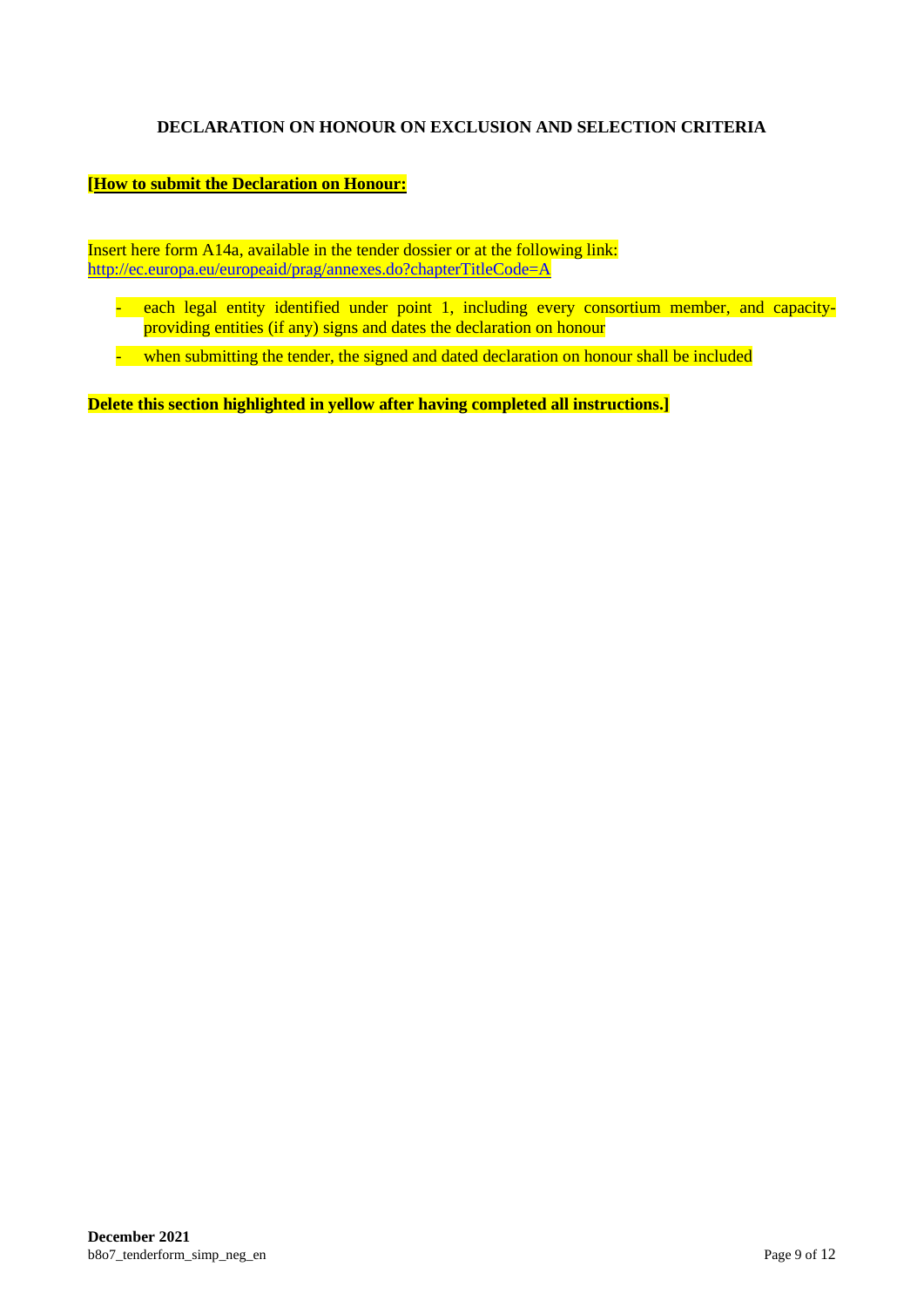**DECLARATION ON HONOUR ON EXCLUSION AND SELECTION CRITERIA**

**[How to submit the Declaration on Honour:**

Insert here form A14a, available in the tender dossier or at the following link: http://ec.europa.eu/europeaid/prag/annexes.do?chapterTitleCode=A

- each legal entity identified under point 1, including every consortium member, and capacity-providing entities (if any) signs and dates the declaration on honour
- when submitting the tender, the signed and dated declaration on honour shall be included

**Delete this section highlighted in yellow after having completed all instructions.]**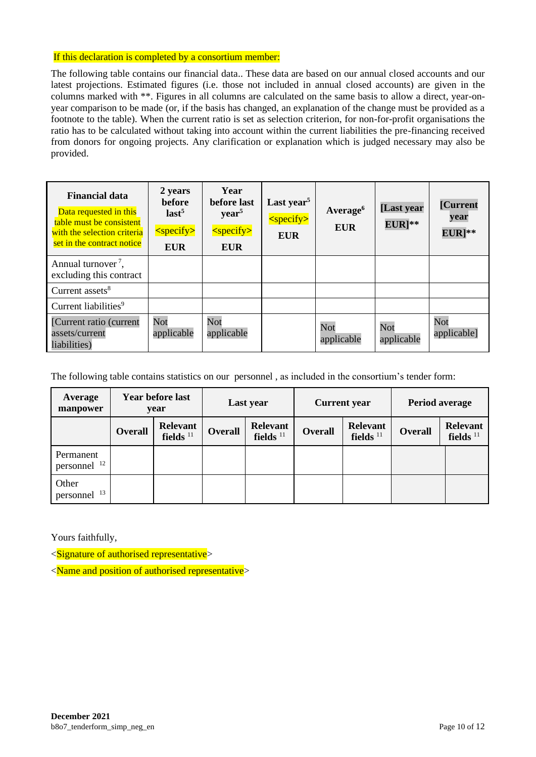If this declaration is completed by a consortium member:

The following table contains our financial data.. These data are based on our annual closed accounts and our latest projections. Estimated figures (i.e. those not included in annual closed accounts) are given in the columns marked with **. Figures in all columns are calculated on the same basis to allow a direct, year-on-year comparison to be made (or, if the basis has changed, an explanation of the change must be provided as a footnote to the table). When the current ratio is set as selection criterion, for non-for-profit organisations the ratio has to be calculated without taking into account within the current liabilities the pre-financing received from donors for ongoing projects. Any clarification or explanation which is judged necessary may also be provided.

| **Financial data** Data requested in this table must be consistent with the selection criteria set in the contract notice | **2 years before last**[5] <specify> **EUR** | **Year before last year**[5] <specify> **EUR** | **Last year**[5] <specify> **EUR** | **Average**[6] **EUR** | **[Last year EUR]**** | **[Current year EUR]**** |
|---|---|---|---|---|---|---|
| Annual turnover[7], excluding this contract | | | | | | |
| Current assets[8] | | | | | | |
| Current liabilities[9] | | | | | | |
| [Current ratio (current assets/current liabilities) | Not applicable | Not applicable | | Not applicable | Not applicable | Not applicable] |

The following table contains statistics on our personnel , as included in the consortium's tender form:

| **Average manpower** | **Year before last year** | | **Last year** | | **Current year** | | **Period average** | |
|---|---|---|---|---|---|---|---|---|
| | **Overall** | **Relevant fields**[11] | **Overall** | **Relevant fields**[11] | **Overall** | **Relevant fields**[11] | **Overall** | **Relevant fields**[11] |
| Permanent personnel[12] | | | | | | | | |
| Other personnel[13] | | | | | | | | |

Yours faithfully,

<Signature of authorised representative>

<Name and position of authorised representative>

**December 2021**
b8o7_tenderform_simp_neg_en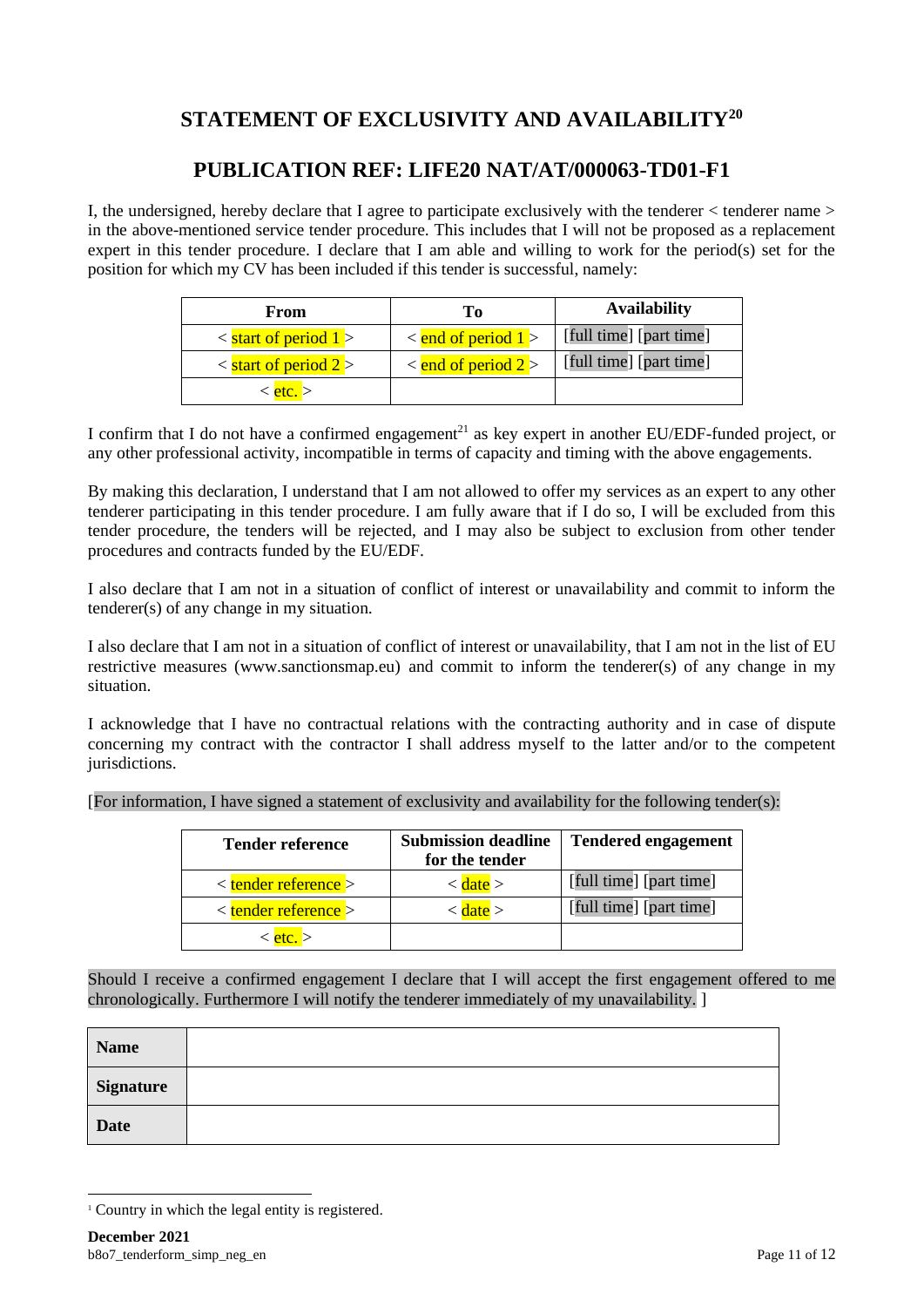# STATEMENT OF EXCLUSIVITY AND AVAILABILITY[20]

## PUBLICATION REF: LIFE20 NAT/AT/000063-TD01-F1

I, the undersigned, hereby declare that I agree to participate exclusively with the tenderer < tenderer name > in the above-mentioned service tender procedure. This includes that I will not be proposed as a replacement expert in this tender procedure. I declare that I am able and willing to work for the period(s) set for the position for which my CV has been included if this tender is successful, namely:

| From | To | Availability |
|---|---|---|
| < start of period 1 > | < end of period 1 > | [full time] [part time] |
| < start of period 2 > | < end of period 2 > | [full time] [part time] |
| < etc. > | | |

I confirm that I do not have a confirmed engagement[21] as key expert in another EU/EDF-funded project, or any other professional activity, incompatible in terms of capacity and timing with the above engagements.

By making this declaration, I understand that I am not allowed to offer my services as an expert to any other tenderer participating in this tender procedure. I am fully aware that if I do so, I will be excluded from this tender procedure, the tenders will be rejected, and I may also be subject to exclusion from other tender procedures and contracts funded by the EU/EDF.

I also declare that I am not in a situation of conflict of interest or unavailability and commit to inform the tenderer(s) of any change in my situation.

I also declare that I am not in a situation of conflict of interest or unavailability, that I am not in the list of EU restrictive measures (www.sanctionsmap.eu) and commit to inform the tenderer(s) of any change in my situation.

I acknowledge that I have no contractual relations with the contracting authority and in case of dispute concerning my contract with the contractor I shall address myself to the latter and/or to the competent jurisdictions.

[For information, I have signed a statement of exclusivity and availability for the following tender(s):

| Tender reference | Submission deadline for the tender | Tendered engagement |
|---|---|---|
| < tender reference > | < date > | [full time] [part time] |
| < tender reference > | < date > | [full time] [part time] |
| < etc. > | | |

Should I receive a confirmed engagement I declare that I will accept the first engagement offered to me chronologically. Furthermore I will notify the tenderer immediately of my unavailability. ]

| **Name** | |
|---|---|
| **Signature** | |
| **Date** | |

[1] Country in which the legal entity is registered.

**December 2021**
b8o7_tenderform_simp_neg_en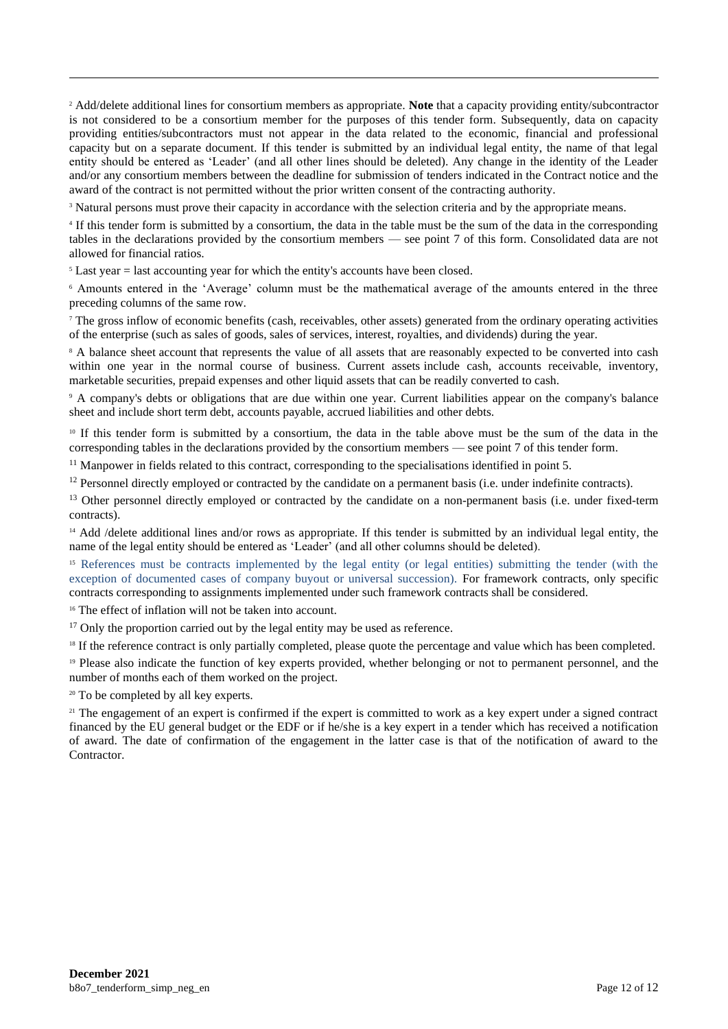[2] Add/delete additional lines for consortium members as appropriate. **Note** that a capacity providing entity/subcontractor is not considered to be a consortium member for the purposes of this tender form. Subsequently, data on capacity providing entities/subcontractors must not appear in the data related to the economic, financial and professional capacity but on a separate document. If this tender is submitted by an individual legal entity, the name of that legal entity should be entered as 'Leader' (and all other lines should be deleted). Any change in the identity of the Leader and/or any consortium members between the deadline for submission of tenders indicated in the Contract notice and the award of the contract is not permitted without the prior written consent of the contracting authority.

[3] Natural persons must prove their capacity in accordance with the selection criteria and by the appropriate means.

[4] If this tender form is submitted by a consortium, the data in the table must be the sum of the data in the corresponding tables in the declarations provided by the consortium members — see point 7 of this form. Consolidated data are not allowed for financial ratios.

[5] Last year = last accounting year for which the entity's accounts have been closed.

[6] Amounts entered in the 'Average' column must be the mathematical average of the amounts entered in the three preceding columns of the same row.

[7] The gross inflow of economic benefits (cash, receivables, other assets) generated from the ordinary operating activities of the enterprise (such as sales of goods, sales of services, interest, royalties, and dividends) during the year.

[8] A balance sheet account that represents the value of all assets that are reasonably expected to be converted into cash within one year in the normal course of business. Current assets include cash, accounts receivable, inventory, marketable securities, prepaid expenses and other liquid assets that can be readily converted to cash.

[9] A company's debts or obligations that are due within one year. Current liabilities appear on the company's balance sheet and include short term debt, accounts payable, accrued liabilities and other debts.

[10] If this tender form is submitted by a consortium, the data in the table above must be the sum of the data in the corresponding tables in the declarations provided by the consortium members — see point 7 of this tender form.

[11] Manpower in fields related to this contract, corresponding to the specialisations identified in point 5.

[12] Personnel directly employed or contracted by the candidate on a permanent basis (i.e. under indefinite contracts).

[13] Other personnel directly employed or contracted by the candidate on a non-permanent basis (i.e. under fixed-term contracts).

[14] Add /delete additional lines and/or rows as appropriate. If this tender is submitted by an individual legal entity, the name of the legal entity should be entered as 'Leader' (and all other columns should be deleted).

[15] References must be contracts implemented by the legal entity (or legal entities) submitting the tender (with the exception of documented cases of company buyout or universal succession). For framework contracts, only specific contracts corresponding to assignments implemented under such framework contracts shall be considered.

[16] The effect of inflation will not be taken into account.

[17] Only the proportion carried out by the legal entity may be used as reference.

[18] If the reference contract is only partially completed, please quote the percentage and value which has been completed.

[19] Please also indicate the function of key experts provided, whether belonging or not to permanent personnel, and the number of months each of them worked on the project.

[20] To be completed by all key experts.

[21] The engagement of an expert is confirmed if the expert is committed to work as a key expert under a signed contract financed by the EU general budget or the EDF or if he/she is a key expert in a tender which has received a notification of award. The date of confirmation of the engagement in the latter case is that of the notification of award to the Contractor.